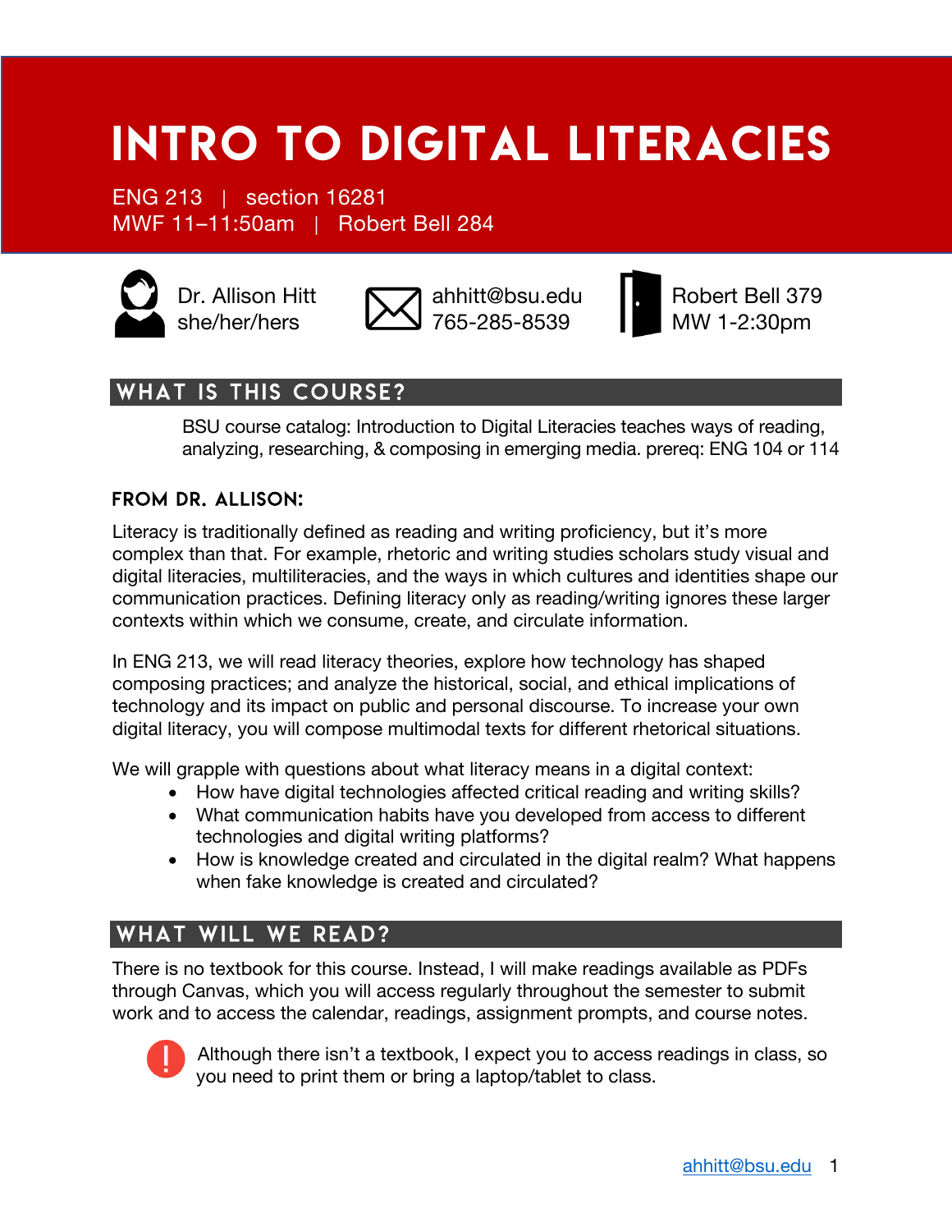# INTRO TO DIGITAL LITERACIES

ENG 213 | section 16281
MWF 11–11:50am | Robert Bell 284

Dr. Allison Hitt
she/her/hers

ahhitt@bsu.edu
765-285-8539

Robert Bell 379
MW 1-2:30pm

## WHAT IS THIS COURSE?

BSU course catalog: Introduction to Digital Literacies teaches ways of reading, analyzing, researching, & composing in emerging media. prereq: ENG 104 or 114

### FROM DR. ALLISON:

Literacy is traditionally defined as reading and writing proficiency, but it's more complex than that. For example, rhetoric and writing studies scholars study visual and digital literacies, multiliteracies, and the ways in which cultures and identities shape our communication practices. Defining literacy only as reading/writing ignores these larger contexts within which we consume, create, and circulate information.

In ENG 213, we will read literacy theories, explore how technology has shaped composing practices; and analyze the historical, social, and ethical implications of technology and its impact on public and personal discourse. To increase your own digital literacy, you will compose multimodal texts for different rhetorical situations.

We will grapple with questions about what literacy means in a digital context:

- How have digital technologies affected critical reading and writing skills?
- What communication habits have you developed from access to different technologies and digital writing platforms?
- How is knowledge created and circulated in the digital realm? What happens when fake knowledge is created and circulated?

## WHAT WILL WE READ?

There is no textbook for this course. Instead, I will make readings available as PDFs through Canvas, which you will access regularly throughout the semester to submit work and to access the calendar, readings, assignment prompts, and course notes.

Although there isn't a textbook, I expect you to access readings in class, so you need to print them or bring a laptop/tablet to class.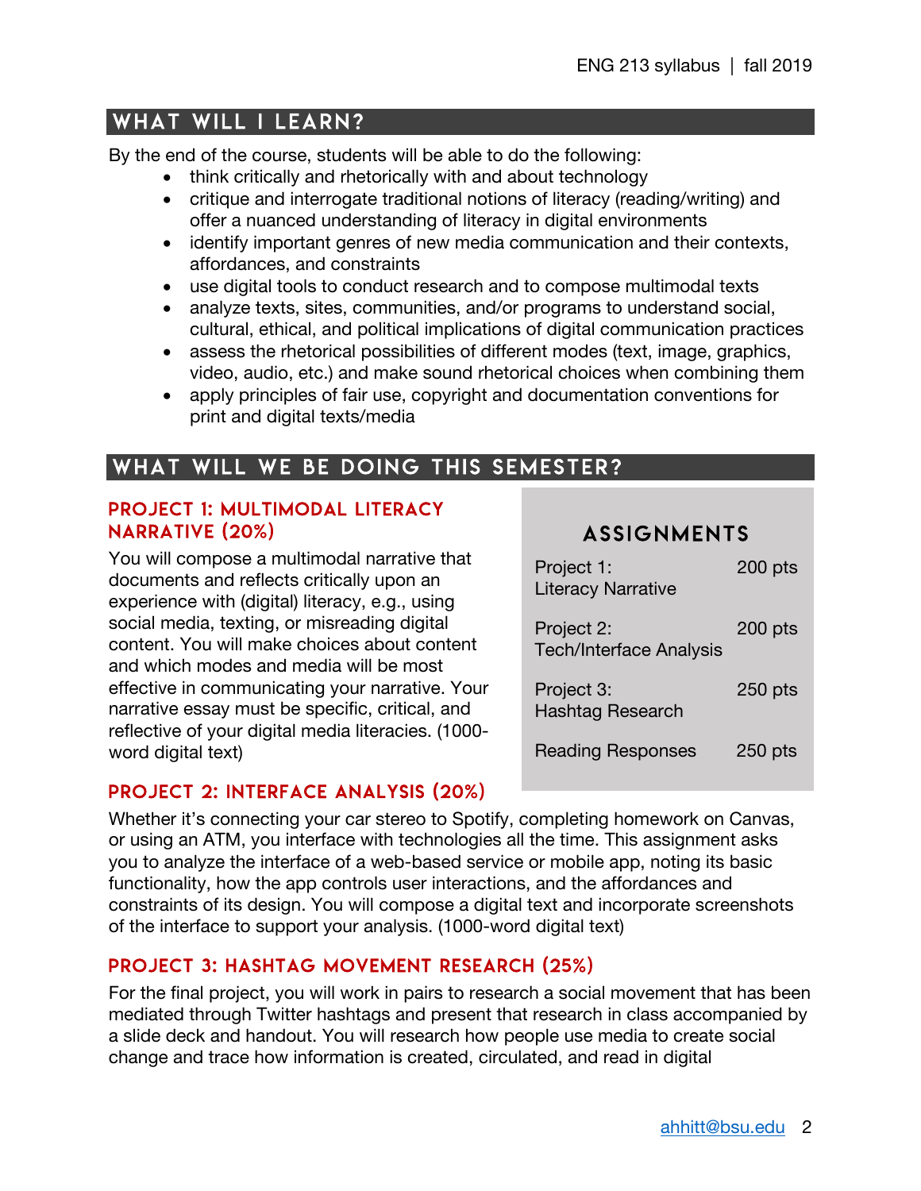## WHAT WILL I LEARN?

By the end of the course, students will be able to do the following:

- think critically and rhetorically with and about technology
- critique and interrogate traditional notions of literacy (reading/writing) and offer a nuanced understanding of literacy in digital environments
- identify important genres of new media communication and their contexts, affordances, and constraints
- use digital tools to conduct research and to compose multimodal texts
- analyze texts, sites, communities, and/or programs to understand social, cultural, ethical, and political implications of digital communication practices
- assess the rhetorical possibilities of different modes (text, image, graphics, video, audio, etc.) and make sound rhetorical choices when combining them
- apply principles of fair use, copyright and documentation conventions for print and digital texts/media

## WHAT WILL WE BE DOING THIS SEMESTER?

### PROJECT 1: MULTIMODAL LITERACY NARRATIVE (20%)

You will compose a multimodal narrative that documents and reflects critically upon an experience with (digital) literacy, e.g., using social media, texting, or misreading digital content. You will make choices about content and which modes and media will be most effective in communicating your narrative. Your narrative essay must be specific, critical, and reflective of your digital media literacies. (1000-word digital text)

### ASSIGNMENTS

| | |
|---|---|
| Project 1: Literacy Narrative | 200 pts |
| Project 2: Tech/Interface Analysis | 200 pts |
| Project 3: Hashtag Research | 250 pts |
| Reading Responses | 250 pts |

### PROJECT 2: INTERFACE ANALYSIS (20%)

Whether it's connecting your car stereo to Spotify, completing homework on Canvas, or using an ATM, you interface with technologies all the time. This assignment asks you to analyze the interface of a web-based service or mobile app, noting its basic functionality, how the app controls user interactions, and the affordances and constraints of its design. You will compose a digital text and incorporate screenshots of the interface to support your analysis. (1000-word digital text)

### PROJECT 3: HASHTAG MOVEMENT RESEARCH (25%)

For the final project, you will work in pairs to research a social movement that has been mediated through Twitter hashtags and present that research in class accompanied by a slide deck and handout. You will research how people use media to create social change and trace how information is created, circulated, and read in digital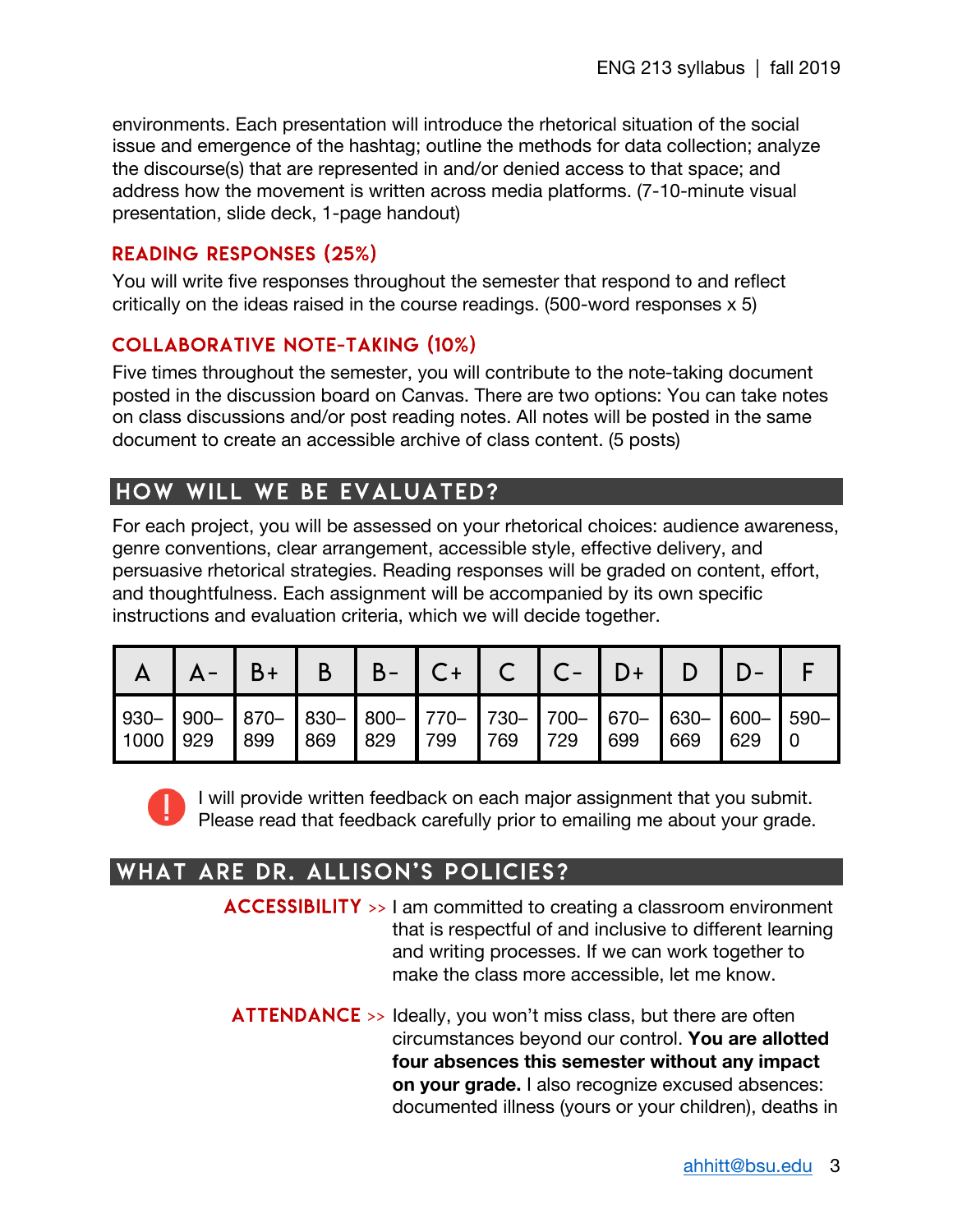environments. Each presentation will introduce the rhetorical situation of the social issue and emergence of the hashtag; outline the methods for data collection; analyze the discourse(s) that are represented in and/or denied access to that space; and address how the movement is written across media platforms. (7-10-minute visual presentation, slide deck, 1-page handout)

### READING RESPONSES (25%)

You will write five responses throughout the semester that respond to and reflect critically on the ideas raised in the course readings. (500-word responses x 5)

### COLLABORATIVE NOTE-TAKING (10%)

Five times throughout the semester, you will contribute to the note-taking document posted in the discussion board on Canvas. There are two options: You can take notes on class discussions and/or post reading notes. All notes will be posted in the same document to create an accessible archive of class content. (5 posts)

## HOW WILL WE BE EVALUATED?

For each project, you will be assessed on your rhetorical choices: audience awareness, genre conventions, clear arrangement, accessible style, effective delivery, and persuasive rhetorical strategies. Reading responses will be graded on content, effort, and thoughtfulness. Each assignment will be accompanied by its own specific instructions and evaluation criteria, which we will decide together.

| A | A- | B+ | B | B- | C+ | C | C- | D+ | D | D- | F |
|---|---|---|---|---|---|---|---|---|---|---|---|
| 930–1000 | 900–929 | 870–899 | 830–869 | 800–829 | 770–799 | 730–769 | 700–729 | 670–699 | 630–669 | 600–629 | 590–0 |

I will provide written feedback on each major assignment that you submit. Please read that feedback carefully prior to emailing me about your grade.

## WHAT ARE DR. ALLISON'S POLICIES?

**ACCESSIBILITY >>** I am committed to creating a classroom environment that is respectful of and inclusive to different learning and writing processes. If we can work together to make the class more accessible, let me know.

**ATTENDANCE >>** Ideally, you won't miss class, but there are often circumstances beyond our control. **You are allotted four absences this semester without any impact on your grade.** I also recognize excused absences: documented illness (yours or your children), deaths in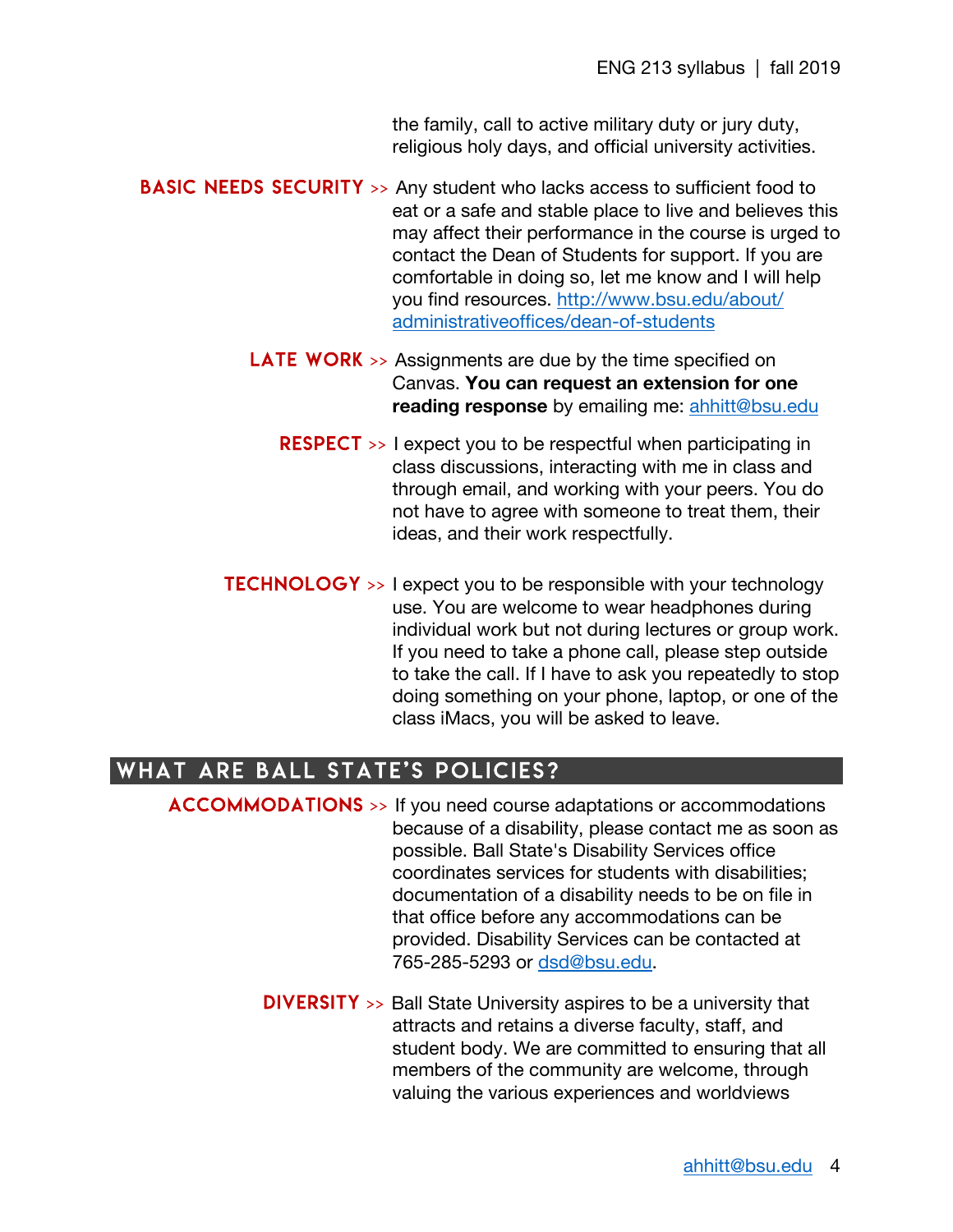the family, call to active military duty or jury duty, religious holy days, and official university activities.

**BASIC NEEDS SECURITY** >> Any student who lacks access to sufficient food to eat or a safe and stable place to live and believes this may affect their performance in the course is urged to contact the Dean of Students for support. If you are comfortable in doing so, let me know and I will help you find resources. http://www.bsu.edu/about/administrativeoffices/dean-of-students

**LATE WORK** >> Assignments are due by the time specified on Canvas. **You can request an extension for one reading response** by emailing me: ahhitt@bsu.edu

**RESPECT** >> I expect you to be respectful when participating in class discussions, interacting with me in class and through email, and working with your peers. You do not have to agree with someone to treat them, their ideas, and their work respectfully.

**TECHNOLOGY** >> I expect you to be responsible with your technology use. You are welcome to wear headphones during individual work but not during lectures or group work. If you need to take a phone call, please step outside to take the call. If I have to ask you repeatedly to stop doing something on your phone, laptop, or one of the class iMacs, you will be asked to leave.

## WHAT ARE BALL STATE'S POLICIES?

**ACCOMMODATIONS** >> If you need course adaptations or accommodations because of a disability, please contact me as soon as possible. Ball State's Disability Services office coordinates services for students with disabilities; documentation of a disability needs to be on file in that office before any accommodations can be provided. Disability Services can be contacted at 765-285-5293 or dsd@bsu.edu.

**DIVERSITY** >> Ball State University aspires to be a university that attracts and retains a diverse faculty, staff, and student body. We are committed to ensuring that all members of the community are welcome, through valuing the various experiences and worldviews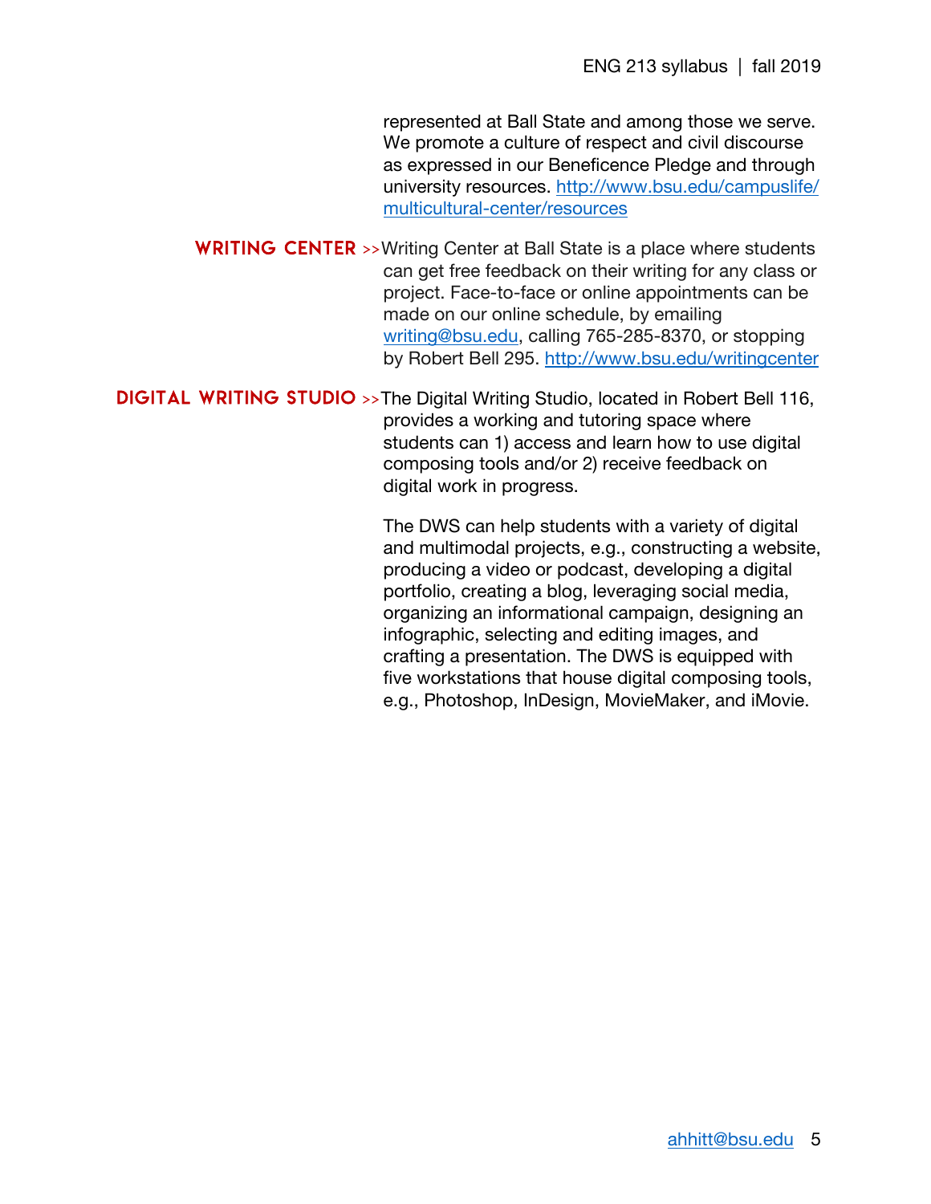represented at Ball State and among those we serve. We promote a culture of respect and civil discourse as expressed in our Beneficence Pledge and through university resources. http://www.bsu.edu/campuslife/multicultural-center/resources

**WRITING CENTER >>** Writing Center at Ball State is a place where students can get free feedback on their writing for any class or project. Face-to-face or online appointments can be made on our online schedule, by emailing writing@bsu.edu, calling 765-285-8370, or stopping by Robert Bell 295. http://www.bsu.edu/writingcenter

**DIGITAL WRITING STUDIO >>** The Digital Writing Studio, located in Robert Bell 116, provides a working and tutoring space where students can 1) access and learn how to use digital composing tools and/or 2) receive feedback on digital work in progress.

The DWS can help students with a variety of digital and multimodal projects, e.g., constructing a website, producing a video or podcast, developing a digital portfolio, creating a blog, leveraging social media, organizing an informational campaign, designing an infographic, selecting and editing images, and crafting a presentation. The DWS is equipped with five workstations that house digital composing tools, e.g., Photoshop, InDesign, MovieMaker, and iMovie.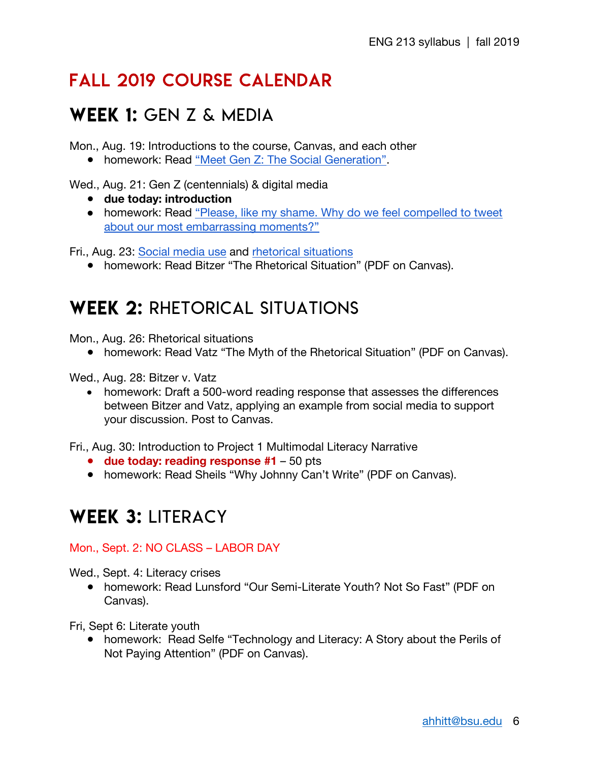# Fall 2019 Course Calendar

## Week 1: Gen Z & Media

Mon., Aug. 19: Introductions to the course, Canvas, and each other

- homework: Read "Meet Gen Z: The Social Generation".

Wed., Aug. 21: Gen Z (centennials) & digital media

- **due today: introduction**
- homework: Read "Please, like my shame. Why do we feel compelled to tweet about our most embarrassing moments?"

Fri., Aug. 23: Social media use and rhetorical situations

- homework: Read Bitzer "The Rhetorical Situation" (PDF on Canvas).

## Week 2: Rhetorical Situations

Mon., Aug. 26: Rhetorical situations

- homework: Read Vatz "The Myth of the Rhetorical Situation" (PDF on Canvas).

Wed., Aug. 28: Bitzer v. Vatz

- homework: Draft a 500-word reading response that assesses the differences between Bitzer and Vatz, applying an example from social media to support your discussion. Post to Canvas.

Fri., Aug. 30: Introduction to Project 1 Multimodal Literacy Narrative

- **due today: reading response #1** – 50 pts
- homework: Read Sheils "Why Johnny Can't Write" (PDF on Canvas).

## Week 3: Literacy

Mon., Sept. 2: NO CLASS – LABOR DAY

Wed., Sept. 4: Literacy crises

- homework: Read Lunsford "Our Semi-Literate Youth? Not So Fast" (PDF on Canvas).

Fri, Sept 6: Literate youth

- homework: Read Selfe "Technology and Literacy: A Story about the Perils of Not Paying Attention" (PDF on Canvas).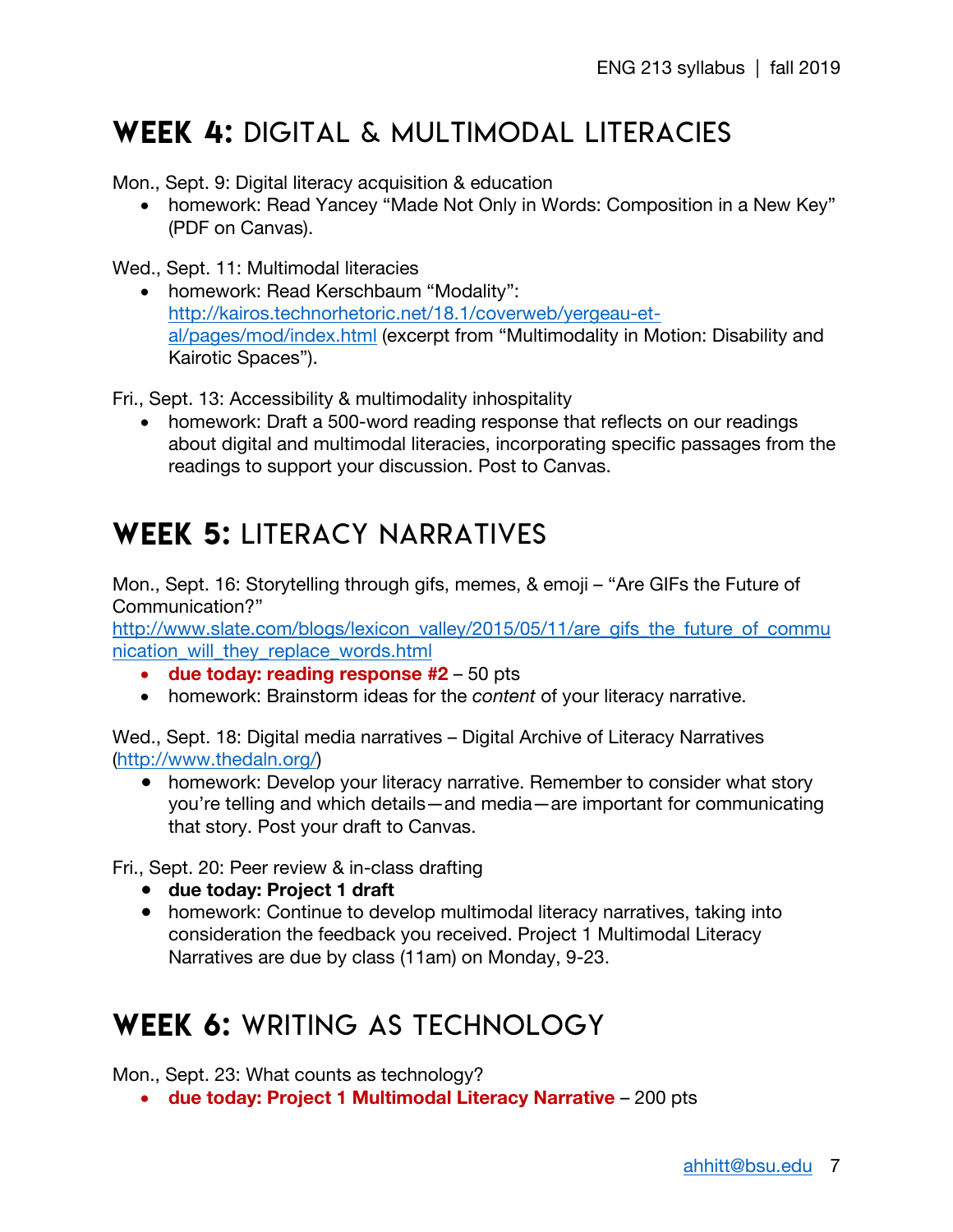# WEEK 4: DIGITAL & MULTIMODAL LITERACIES

Mon., Sept. 9: Digital literacy acquisition & education

- homework: Read Yancey "Made Not Only in Words: Composition in a New Key" (PDF on Canvas).

Wed., Sept. 11: Multimodal literacies

- homework: Read Kerschbaum "Modality": http://kairos.technorhetoric.net/18.1/coverweb/yergeau-et-al/pages/mod/index.html (excerpt from "Multimodality in Motion: Disability and Kairotic Spaces").

Fri., Sept. 13: Accessibility & multimodality inhospitality

- homework: Draft a 500-word reading response that reflects on our readings about digital and multimodal literacies, incorporating specific passages from the readings to support your discussion. Post to Canvas.

# WEEK 5: LITERACY NARRATIVES

Mon., Sept. 16: Storytelling through gifs, memes, & emoji – "Are GIFs the Future of Communication?" http://www.slate.com/blogs/lexicon_valley/2015/05/11/are_gifs_the_future_of_communication_will_they_replace_words.html

- **due today: reading response #2** – 50 pts
- homework: Brainstorm ideas for the *content* of your literacy narrative.

Wed., Sept. 18: Digital media narratives – Digital Archive of Literacy Narratives (http://www.thedaln.org/)

- homework: Develop your literacy narrative. Remember to consider what story you're telling and which details—and media—are important for communicating that story. Post your draft to Canvas.

Fri., Sept. 20: Peer review & in-class drafting

- **due today: Project 1 draft**
- homework: Continue to develop multimodal literacy narratives, taking into consideration the feedback you received. Project 1 Multimodal Literacy Narratives are due by class (11am) on Monday, 9-23.

# WEEK 6: WRITING AS TECHNOLOGY

Mon., Sept. 23: What counts as technology?

- **due today: Project 1 Multimodal Literacy Narrative** – 200 pts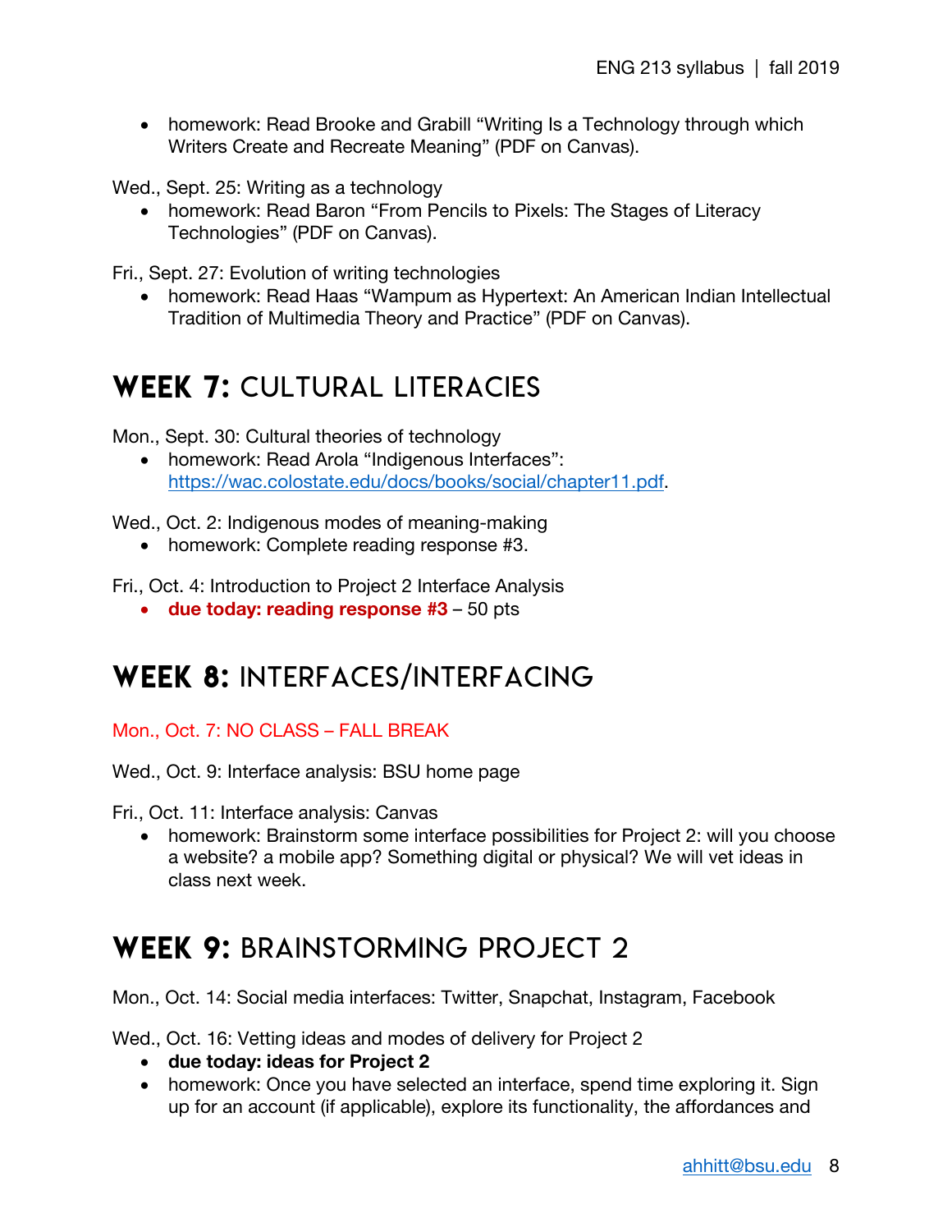- homework: Read Brooke and Grabill "Writing Is a Technology through which Writers Create and Recreate Meaning" (PDF on Canvas).

Wed., Sept. 25: Writing as a technology

- homework: Read Baron "From Pencils to Pixels: The Stages of Literacy Technologies" (PDF on Canvas).

Fri., Sept. 27: Evolution of writing technologies

- homework: Read Haas "Wampum as Hypertext: An American Indian Intellectual Tradition of Multimedia Theory and Practice" (PDF on Canvas).

## WEEK 7: CULTURAL LITERACIES

Mon., Sept. 30: Cultural theories of technology

- homework: Read Arola "Indigenous Interfaces": https://wac.colostate.edu/docs/books/social/chapter11.pdf.

Wed., Oct. 2: Indigenous modes of meaning-making

- homework: Complete reading response #3.

Fri., Oct. 4: Introduction to Project 2 Interface Analysis

- **due today: reading response #3** – 50 pts

## WEEK 8: INTERFACES/INTERFACING

Mon., Oct. 7: NO CLASS – FALL BREAK

Wed., Oct. 9: Interface analysis: BSU home page

Fri., Oct. 11: Interface analysis: Canvas

- homework: Brainstorm some interface possibilities for Project 2: will you choose a website? a mobile app? Something digital or physical? We will vet ideas in class next week.

## WEEK 9: BRAINSTORMING PROJECT 2

Mon., Oct. 14: Social media interfaces: Twitter, Snapchat, Instagram, Facebook

Wed., Oct. 16: Vetting ideas and modes of delivery for Project 2

- **due today: ideas for Project 2**
- homework: Once you have selected an interface, spend time exploring it. Sign up for an account (if applicable), explore its functionality, the affordances and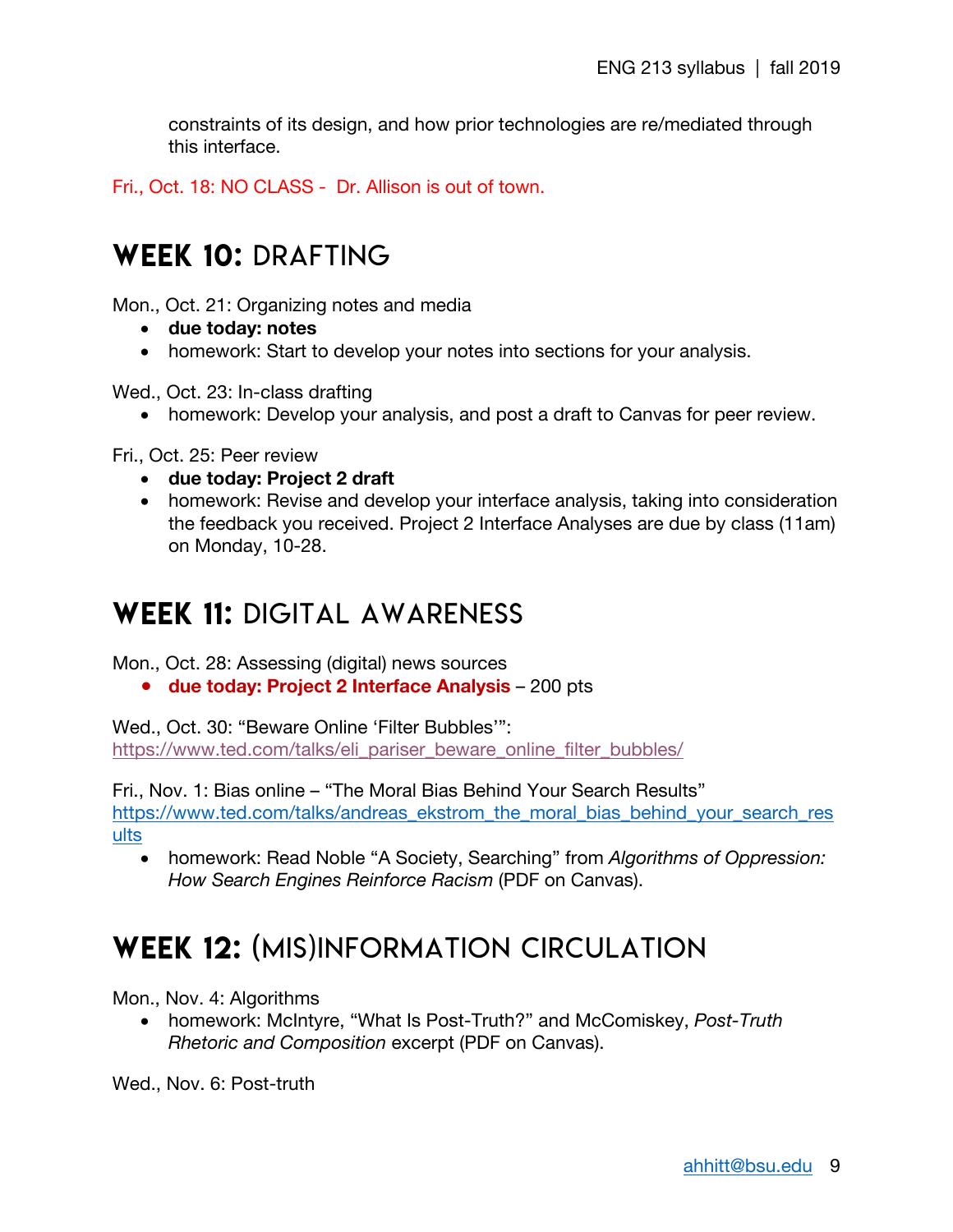constraints of its design, and how prior technologies are re/mediated through this interface.

Fri., Oct. 18: NO CLASS - Dr. Allison is out of town.

## WEEK 10: DRAFTING

Mon., Oct. 21: Organizing notes and media

- **due today: notes**
- homework: Start to develop your notes into sections for your analysis.

Wed., Oct. 23: In-class drafting

- homework: Develop your analysis, and post a draft to Canvas for peer review.

Fri., Oct. 25: Peer review

- **due today: Project 2 draft**
- homework: Revise and develop your interface analysis, taking into consideration the feedback you received. Project 2 Interface Analyses are due by class (11am) on Monday, 10-28.

## WEEK 11: DIGITAL AWARENESS

Mon., Oct. 28: Assessing (digital) news sources

- **due today: Project 2 Interface Analysis** – 200 pts

Wed., Oct. 30: "Beware Online 'Filter Bubbles'": https://www.ted.com/talks/eli_pariser_beware_online_filter_bubbles/

Fri., Nov. 1: Bias online – "The Moral Bias Behind Your Search Results" https://www.ted.com/talks/andreas_ekstrom_the_moral_bias_behind_your_search_results

- homework: Read Noble "A Society, Searching" from *Algorithms of Oppression: How Search Engines Reinforce Racism* (PDF on Canvas).

## WEEK 12: (MIS)INFORMATION CIRCULATION

Mon., Nov. 4: Algorithms

- homework: McIntyre, "What Is Post-Truth?" and McComiskey, *Post-Truth Rhetoric and Composition* excerpt (PDF on Canvas).

Wed., Nov. 6: Post-truth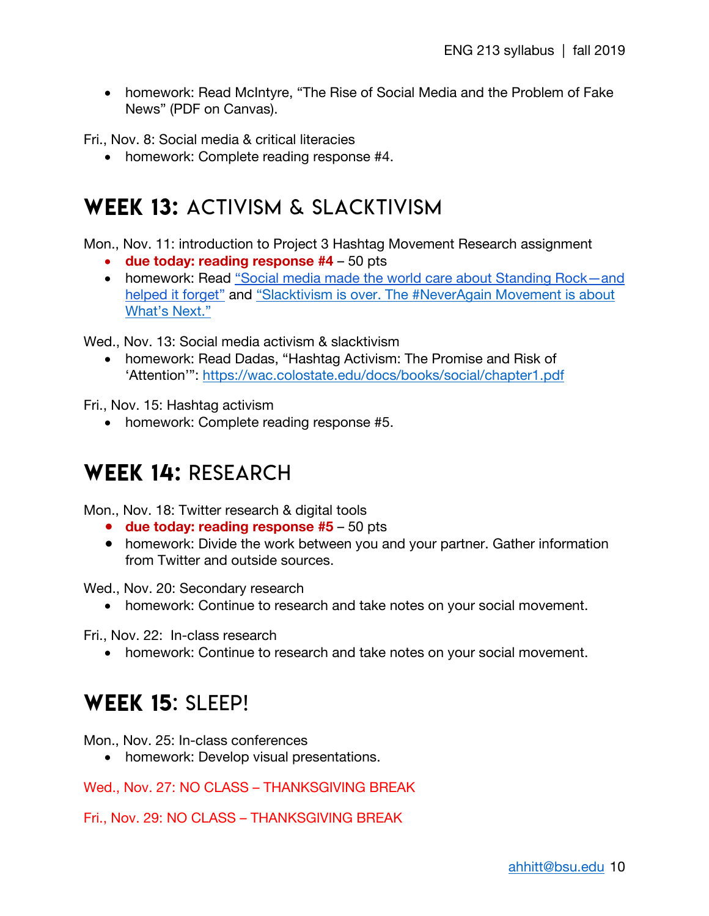- homework: Read McIntyre, "The Rise of Social Media and the Problem of Fake News" (PDF on Canvas).

Fri., Nov. 8: Social media & critical literacies

- homework: Complete reading response #4.

## WEEK 13: ACTIVISM & SLACKTIVISM

Mon., Nov. 11: introduction to Project 3 Hashtag Movement Research assignment

- **due today: reading response #4** – 50 pts
- homework: Read "Social media made the world care about Standing Rock—and helped it forget" and "Slacktivism is over. The #NeverAgain Movement is about What's Next."

Wed., Nov. 13: Social media activism & slacktivism

- homework: Read Dadas, "Hashtag Activism: The Promise and Risk of 'Attention'": https://wac.colostate.edu/docs/books/social/chapter1.pdf

Fri., Nov. 15: Hashtag activism

- homework: Complete reading response #5.

## WEEK 14: RESEARCH

Mon., Nov. 18: Twitter research & digital tools

- **due today: reading response #5** – 50 pts
- homework: Divide the work between you and your partner. Gather information from Twitter and outside sources.

Wed., Nov. 20: Secondary research

- homework: Continue to research and take notes on your social movement.

Fri., Nov. 22: In-class research

- homework: Continue to research and take notes on your social movement.

## WEEK 15: SLEEP!

Mon., Nov. 25: In-class conferences

- homework: Develop visual presentations.

Wed., Nov. 27: NO CLASS – THANKSGIVING BREAK

Fri., Nov. 29: NO CLASS – THANKSGIVING BREAK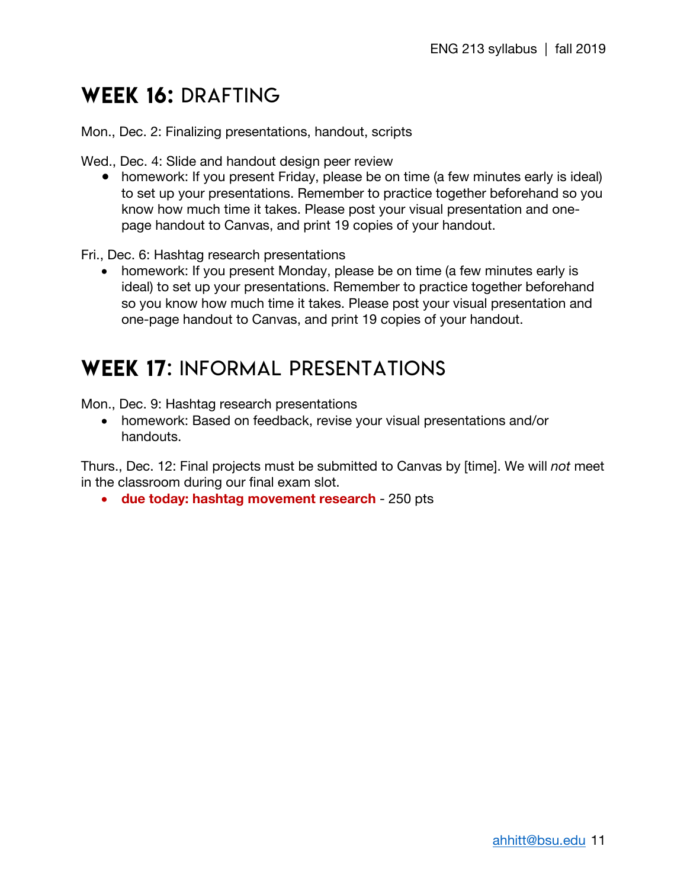## WEEK 16: DRAFTING

Mon., Dec. 2: Finalizing presentations, handout, scripts

Wed., Dec. 4: Slide and handout design peer review

- homework: If you present Friday, please be on time (a few minutes early is ideal) to set up your presentations. Remember to practice together beforehand so you know how much time it takes. Please post your visual presentation and one-page handout to Canvas, and print 19 copies of your handout.

Fri., Dec. 6: Hashtag research presentations

- homework: If you present Monday, please be on time (a few minutes early is ideal) to set up your presentations. Remember to practice together beforehand so you know how much time it takes. Please post your visual presentation and one-page handout to Canvas, and print 19 copies of your handout.

## WEEK 17: INFORMAL PRESENTATIONS

Mon., Dec. 9: Hashtag research presentations

- homework: Based on feedback, revise your visual presentations and/or handouts.

Thurs., Dec. 12: Final projects must be submitted to Canvas by [time]. We will *not* meet in the classroom during our final exam slot.

- **due today: hashtag movement research** - 250 pts